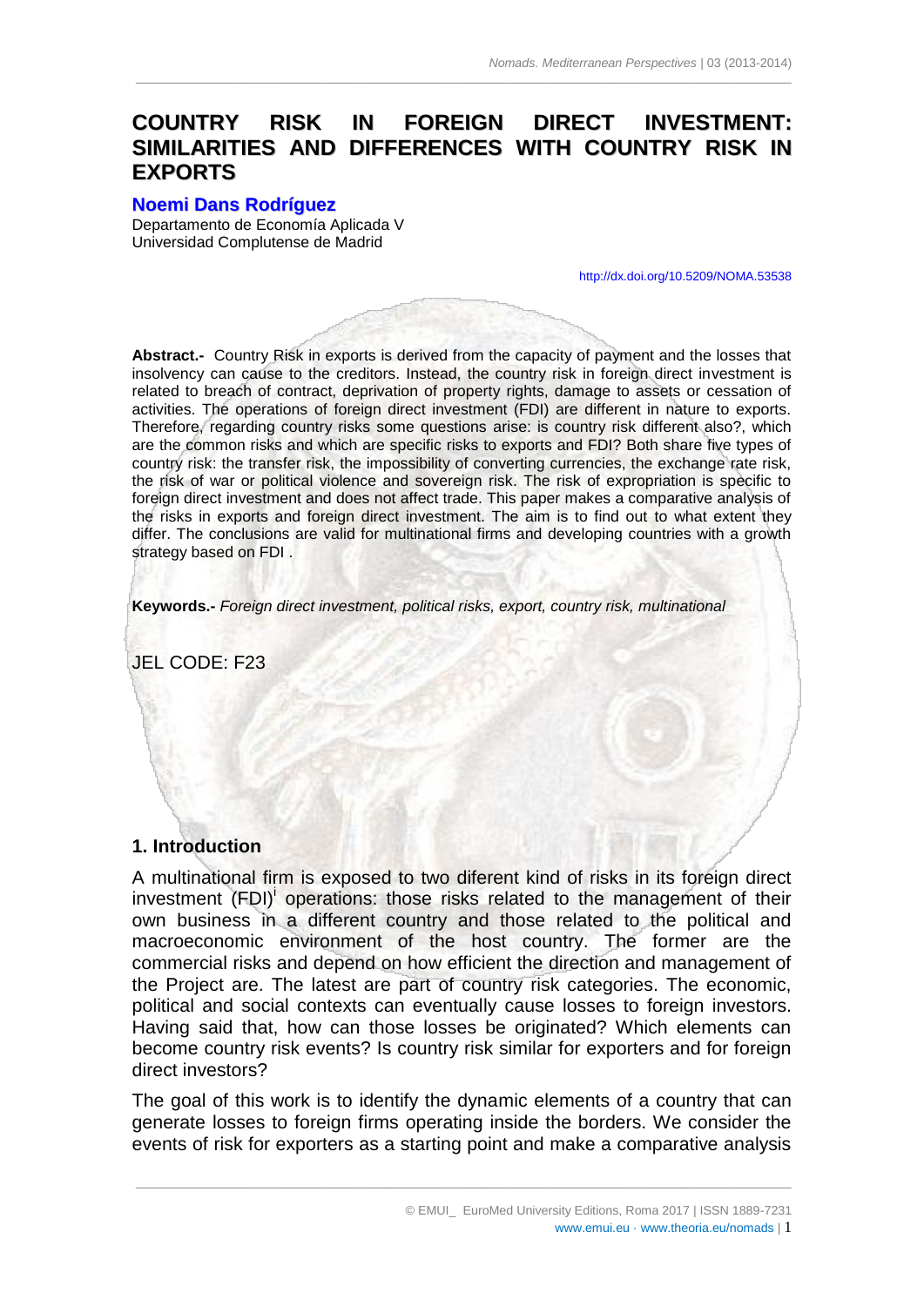# COUNTRY RISK IN FOREIGN DIRECT INVESTMENT: SIMILARITIES AND DIFFERENCES WITH COUNTRY RISK IN EXPORTS

**Noemi Dans Rodríguez**
Departamento de Economía Aplicada V
Universidad Complutense de Madrid

http://dx.doi.org/10.5209/NOMA.53538

**Abstract.-** Country Risk in exports is derived from the capacity of payment and the losses that insolvency can cause to the creditors. Instead, the country risk in foreign direct investment is related to breach of contract, deprivation of property rights, damage to assets or cessation of activities. The operations of foreign direct investment (FDI) are different in nature to exports. Therefore, regarding country risks some questions arise: is country risk different also?, which are the common risks and which are specific risks to exports and FDI? Both share five types of country risk: the transfer risk, the impossibility of converting currencies, the exchange rate risk, the risk of war or political violence and sovereign risk. The risk of expropriation is specific to foreign direct investment and does not affect trade. This paper makes a comparative analysis of the risks in exports and foreign direct investment. The aim is to find out to what extent they differ. The conclusions are valid for multinational firms and developing countries with a growth strategy based on FDI .

**Keywords.-** *Foreign direct investment, political risks, export, country risk, multinational*

JEL CODE: F23

## 1. Introduction

A multinational firm is exposed to two diferent kind of risks in its foreign direct investment (FDI)[i] operations: those risks related to the management of their own business in a different country and those related to the political and macroeconomic environment of the host country. The former are the commercial risks and depend on how efficient the direction and management of the Project are. The latest are part of country risk categories. The economic, political and social contexts can eventually cause losses to foreign investors. Having said that, how can those losses be originated? Which elements can become country risk events? Is country risk similar for exporters and for foreign direct investors?

The goal of this work is to identify the dynamic elements of a country that can generate losses to foreign firms operating inside the borders. We consider the events of risk for exporters as a starting point and make a comparative analysis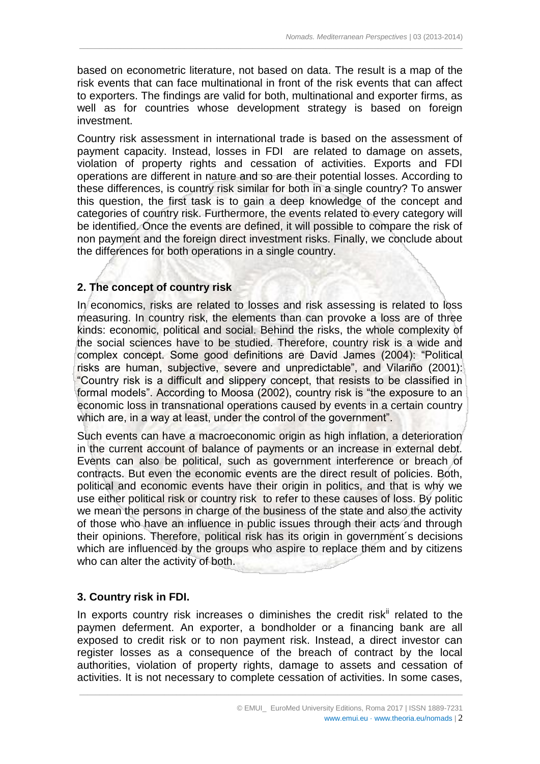based on econometric literature, not based on data. The result is a map of the risk events that can face multinational in front of the risk events that can affect to exporters. The findings are valid for both, multinational and exporter firms, as well as for countries whose development strategy is based on foreign investment.

Country risk assessment in international trade is based on the assessment of payment capacity. Instead, losses in FDI are related to damage on assets, violation of property rights and cessation of activities. Exports and FDI operations are different in nature and so are their potential losses. According to these differences, is country risk similar for both in a single country? To answer this question, the first task is to gain a deep knowledge of the concept and categories of country risk. Furthermore, the events related to every category will be identified. Once the events are defined, it will possible to compare the risk of non payment and the foreign direct investment risks. Finally, we conclude about the differences for both operations in a single country.

## 2. The concept of country risk

In economics, risks are related to losses and risk assessing is related to loss measuring. In country risk, the elements than can provoke a loss are of three kinds: economic, political and social. Behind the risks, the whole complexity of the social sciences have to be studied. Therefore, country risk is a wide and complex concept. Some good definitions are David James (2004): "Political risks are human, subjective, severe and unpredictable", and Vilariño (2001): "Country risk is a difficult and slippery concept, that resists to be classified in formal models". According to Moosa (2002), country risk is "the exposure to an economic loss in transnational operations caused by events in a certain country which are, in a way at least, under the control of the government".

Such events can have a macroeconomic origin as high inflation, a deterioration in the current account of balance of payments or an increase in external debt. Events can also be political, such as government interference or breach of contracts. But even the economic events are the direct result of policies. Both, political and economic events have their origin in politics, and that is why we use either political risk or country risk to refer to these causes of loss. By politic we mean the persons in charge of the business of the state and also the activity of those who have an influence in public issues through their acts and through their opinions. Therefore, political risk has its origin in government´s decisions which are influenced by the groups who aspire to replace them and by citizens who can alter the activity of both.

## 3. Country risk in FDI.

In exports country risk increases o diminishes the credit risk[ii] related to the paymen deferment. An exporter, a bondholder or a financing bank are all exposed to credit risk or to non payment risk. Instead, a direct investor can register losses as a consequence of the breach of contract by the local authorities, violation of property rights, damage to assets and cessation of activities. It is not necessary to complete cessation of activities. In some cases,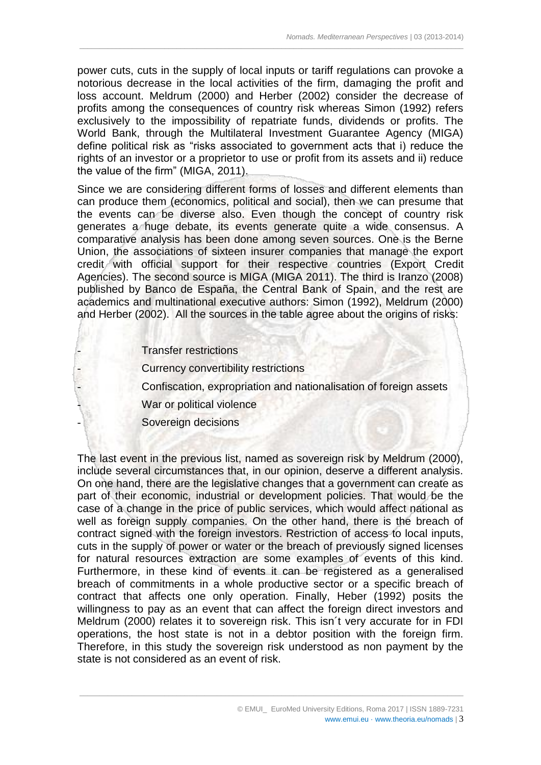power cuts, cuts in the supply of local inputs or tariff regulations can provoke a notorious decrease in the local activities of the firm, damaging the profit and loss account. Meldrum (2000) and Herber (2002) consider the decrease of profits among the consequences of country risk whereas Simon (1992) refers exclusively to the impossibility of repatriate funds, dividends or profits. The World Bank, through the Multilateral Investment Guarantee Agency (MIGA) define political risk as "risks associated to government acts that i) reduce the rights of an investor or a proprietor to use or profit from its assets and ii) reduce the value of the firm" (MIGA, 2011).

Since we are considering different forms of losses and different elements than can produce them (economics, political and social), then we can presume that the events can be diverse also. Even though the concept of country risk generates a huge debate, its events generate quite a wide consensus. A comparative analysis has been done among seven sources. One is the Berne Union, the associations of sixteen insurer companies that manage the export credit with official support for their respective countries (Export Credit Agencies). The second source is MIGA (MIGA 2011). The third is Iranzo (2008) published by Banco de España, the Central Bank of Spain, and the rest are academics and multinational executive authors: Simon (1992), Meldrum (2000) and Herber (2002). All the sources in the table agree about the origins of risks:

- Transfer restrictions
- Currency convertibility restrictions
- Confiscation, expropriation and nationalisation of foreign assets
- War or political violence
- Sovereign decisions

The last event in the previous list, named as sovereign risk by Meldrum (2000), include several circumstances that, in our opinion, deserve a different analysis. On one hand, there are the legislative changes that a government can create as part of their economic, industrial or development policies. That would be the case of a change in the price of public services, which would affect national as well as foreign supply companies. On the other hand, there is the breach of contract signed with the foreign investors. Restriction of access to local inputs, cuts in the supply of power or water or the breach of previously signed licenses for natural resources extraction are some examples of events of this kind. Furthermore, in these kind of events it can be registered as a generalised breach of commitments in a whole productive sector or a specific breach of contract that affects one only operation. Finally, Heber (1992) posits the willingness to pay as an event that can affect the foreign direct investors and Meldrum (2000) relates it to sovereign risk. This isn´t very accurate for in FDI operations, the host state is not in a debtor position with the foreign firm. Therefore, in this study the sovereign risk understood as non payment by the state is not considered as an event of risk.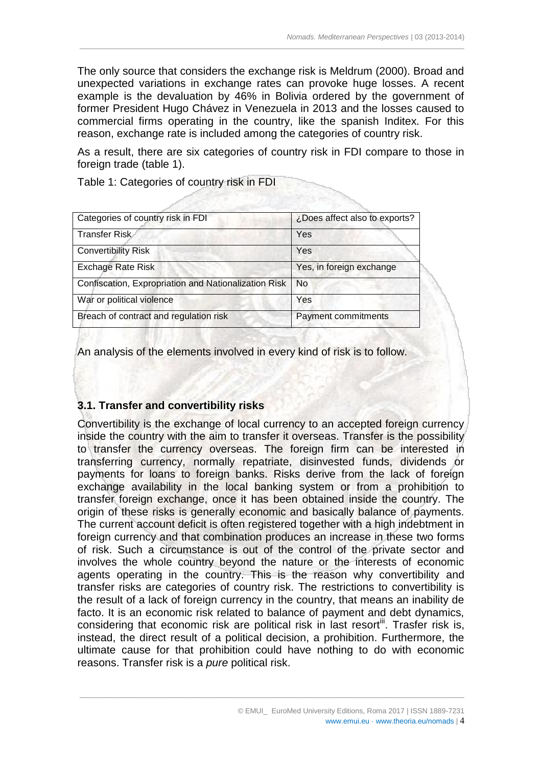The only source that considers the exchange risk is Meldrum (2000). Broad and unexpected variations in exchange rates can provoke huge losses. A recent example is the devaluation by 46% in Bolivia ordered by the government of former President Hugo Chávez in Venezuela in 2013 and the losses caused to commercial firms operating in the country, like the spanish Inditex. For this reason, exchange rate is included among the categories of country risk.

As a result, there are six categories of country risk in FDI compare to those in foreign trade (table 1).

Table 1: Categories of country risk in FDI

| Categories of country risk in FDI | ¿Does affect also to exports? |
|---|---|
| Transfer Risk | Yes |
| Convertibility Risk | Yes |
| Exchage Rate Risk | Yes, in foreign exchange |
| Confiscation, Expropriation and Nationalization Risk | No |
| War or political violence | Yes |
| Breach of contract and regulation risk | Payment commitments |

An analysis of the elements involved in every kind of risk is to follow.

### 3.1. Transfer and convertibility risks

Convertibility is the exchange of local currency to an accepted foreign currency inside the country with the aim to transfer it overseas. Transfer is the possibility to transfer the currency overseas. The foreign firm can be interested in transferring currency, normally repatriate, disinvested funds, dividends or payments for loans to foreign banks. Risks derive from the lack of foreign exchange availability in the local banking system or from a prohibition to transfer foreign exchange, once it has been obtained inside the country. The origin of these risks is generally economic and basically balance of payments. The current account deficit is often registered together with a high indebtment in foreign currency and that combination produces an increase in these two forms of risk. Such a circumstance is out of the control of the private sector and involves the whole country beyond the nature or the interests of economic agents operating in the country. This is the reason why convertibility and transfer risks are categories of country risk. The restrictions to convertibility is the result of a lack of foreign currency in the country, that means an inability de facto. It is an economic risk related to balance of payment and debt dynamics, considering that economic risk are political risk in last resort[iii]. Trasfer risk is, instead, the direct result of a political decision, a prohibition. Furthermore, the ultimate cause for that prohibition could have nothing to do with economic reasons. Transfer risk is a *pure* political risk.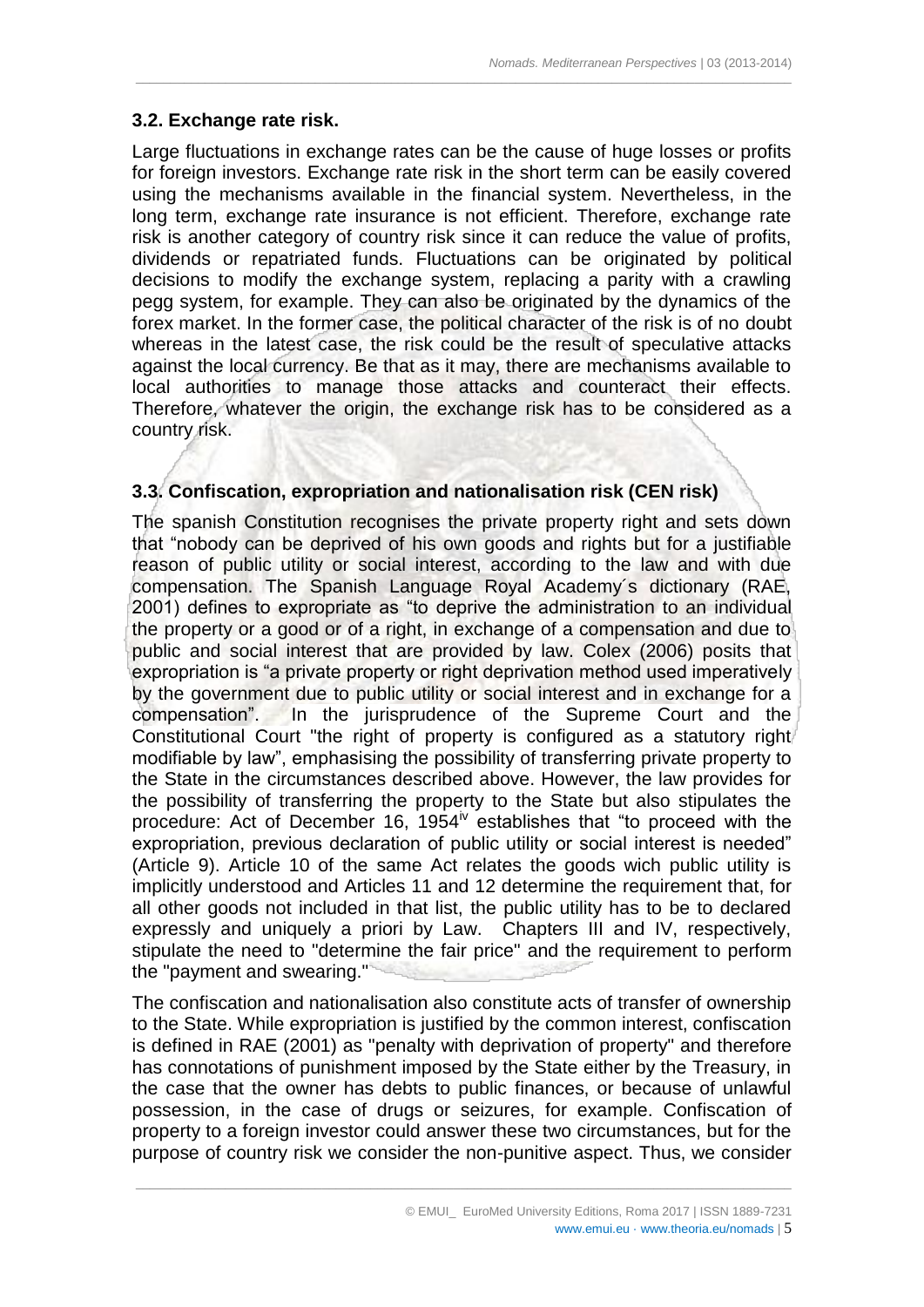### 3.2. Exchange rate risk.

Large fluctuations in exchange rates can be the cause of huge losses or profits for foreign investors. Exchange rate risk in the short term can be easily covered using the mechanisms available in the financial system. Nevertheless, in the long term, exchange rate insurance is not efficient. Therefore, exchange rate risk is another category of country risk since it can reduce the value of profits, dividends or repatriated funds. Fluctuations can be originated by political decisions to modify the exchange system, replacing a parity with a crawling pegg system, for example. They can also be originated by the dynamics of the forex market. In the former case, the political character of the risk is of no doubt whereas in the latest case, the risk could be the result of speculative attacks against the local currency. Be that as it may, there are mechanisms available to local authorities to manage those attacks and counteract their effects. Therefore, whatever the origin, the exchange risk has to be considered as a country risk.

### 3.3. Confiscation, expropriation and nationalisation risk (CEN risk)

The spanish Constitution recognises the private property right and sets down that "nobody can be deprived of his own goods and rights but for a justifiable reason of public utility or social interest, according to the law and with due compensation. The Spanish Language Royal Academy´s dictionary (RAE, 2001) defines to expropriate as "to deprive the administration to an individual the property or a good or of a right, in exchange of a compensation and due to public and social interest that are provided by law. Colex (2006) posits that expropriation is "a private property or right deprivation method used imperatively by the government due to public utility or social interest and in exchange for a compensation". In the jurisprudence of the Supreme Court and the Constitutional Court "the right of property is configured as a statutory right modifiable by law", emphasising the possibility of transferring private property to the State in the circumstances described above. However, the law provides for the possibility of transferring the property to the State but also stipulates the procedure: Act of December 16, 1954[iv] establishes that "to proceed with the expropriation, previous declaration of public utility or social interest is needed" (Article 9). Article 10 of the same Act relates the goods wich public utility is implicitly understood and Articles 11 and 12 determine the requirement that, for all other goods not included in that list, the public utility has to be to declared expressly and uniquely a priori by Law. Chapters III and IV, respectively, stipulate the need to "determine the fair price" and the requirement to perform the "payment and swearing."

The confiscation and nationalisation also constitute acts of transfer of ownership to the State. While expropriation is justified by the common interest, confiscation is defined in RAE (2001) as "penalty with deprivation of property" and therefore has connotations of punishment imposed by the State either by the Treasury, in the case that the owner has debts to public finances, or because of unlawful possession, in the case of drugs or seizures, for example. Confiscation of property to a foreign investor could answer these two circumstances, but for the purpose of country risk we consider the non-punitive aspect. Thus, we consider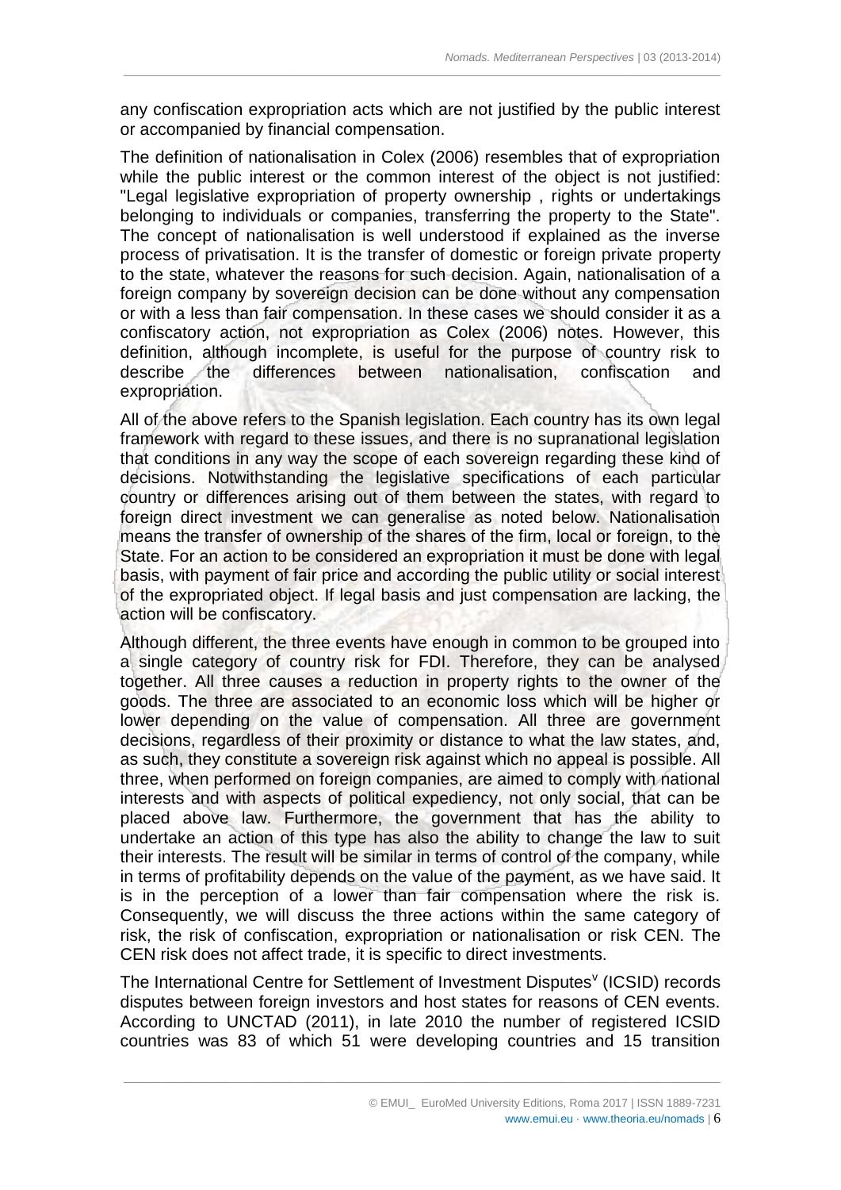any confiscation expropriation acts which are not justified by the public interest or accompanied by financial compensation.

The definition of nationalisation in Colex (2006) resembles that of expropriation while the public interest or the common interest of the object is not justified: "Legal legislative expropriation of property ownership , rights or undertakings belonging to individuals or companies, transferring the property to the State". The concept of nationalisation is well understood if explained as the inverse process of privatisation. It is the transfer of domestic or foreign private property to the state, whatever the reasons for such decision. Again, nationalisation of a foreign company by sovereign decision can be done without any compensation or with a less than fair compensation. In these cases we should consider it as a confiscatory action, not expropriation as Colex (2006) notes. However, this definition, although incomplete, is useful for the purpose of country risk to describe the differences between nationalisation, confiscation and expropriation.

All of the above refers to the Spanish legislation. Each country has its own legal framework with regard to these issues, and there is no supranational legislation that conditions in any way the scope of each sovereign regarding these kind of decisions. Notwithstanding the legislative specifications of each particular country or differences arising out of them between the states, with regard to foreign direct investment we can generalise as noted below. Nationalisation means the transfer of ownership of the shares of the firm, local or foreign, to the State. For an action to be considered an expropriation it must be done with legal basis, with payment of fair price and according the public utility or social interest of the expropriated object. If legal basis and just compensation are lacking, the action will be confiscatory.

Although different, the three events have enough in common to be grouped into a single category of country risk for FDI. Therefore, they can be analysed together. All three causes a reduction in property rights to the owner of the goods. The three are associated to an economic loss which will be higher or lower depending on the value of compensation. All three are government decisions, regardless of their proximity or distance to what the law states, and, as such, they constitute a sovereign risk against which no appeal is possible. All three, when performed on foreign companies, are aimed to comply with national interests and with aspects of political expediency, not only social, that can be placed above law. Furthermore, the government that has the ability to undertake an action of this type has also the ability to change the law to suit their interests. The result will be similar in terms of control of the company, while in terms of profitability depends on the value of the payment, as we have said. It is in the perception of a lower than fair compensation where the risk is. Consequently, we will discuss the three actions within the same category of risk, the risk of confiscation, expropriation or nationalisation or risk CEN. The CEN risk does not affect trade, it is specific to direct investments.

The International Centre for Settlement of Investment Disputes[v] (ICSID) records disputes between foreign investors and host states for reasons of CEN events. According to UNCTAD (2011), in late 2010 the number of registered ICSID countries was 83 of which 51 were developing countries and 15 transition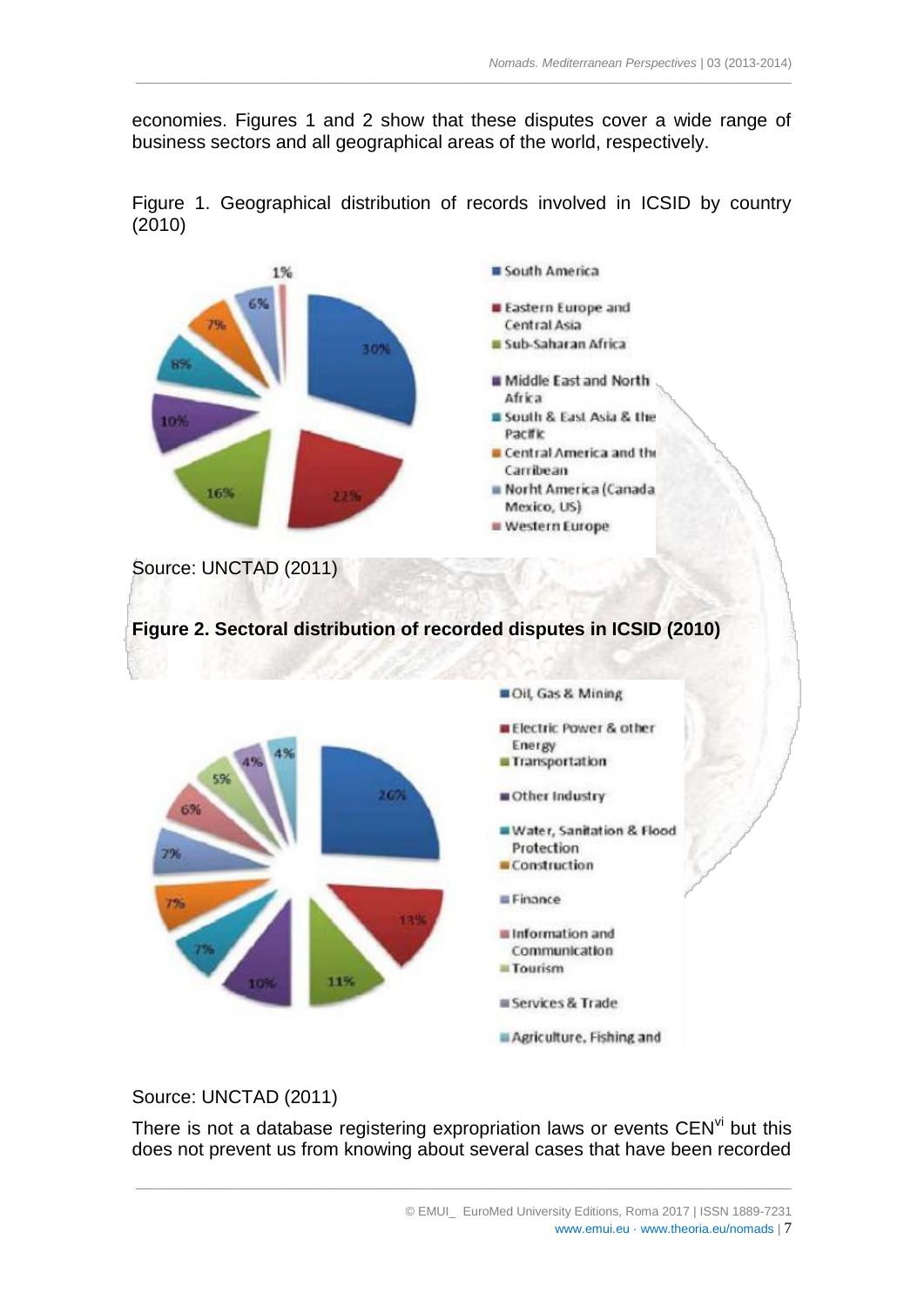economies. Figures 1 and 2 show that these disputes cover a wide range of business sectors and all geographical areas of the world, respectively.

Figure 1. Geographical distribution of records involved in ICSID by country (2010)

Source: UNCTAD (2011)

**Figure 2. Sectoral distribution of recorded disputes in ICSID (2010)**

Source: UNCTAD (2011)

There is not a database registering expropriation laws or events CEN[vi] but this does not prevent us from knowing about several cases that have been recorded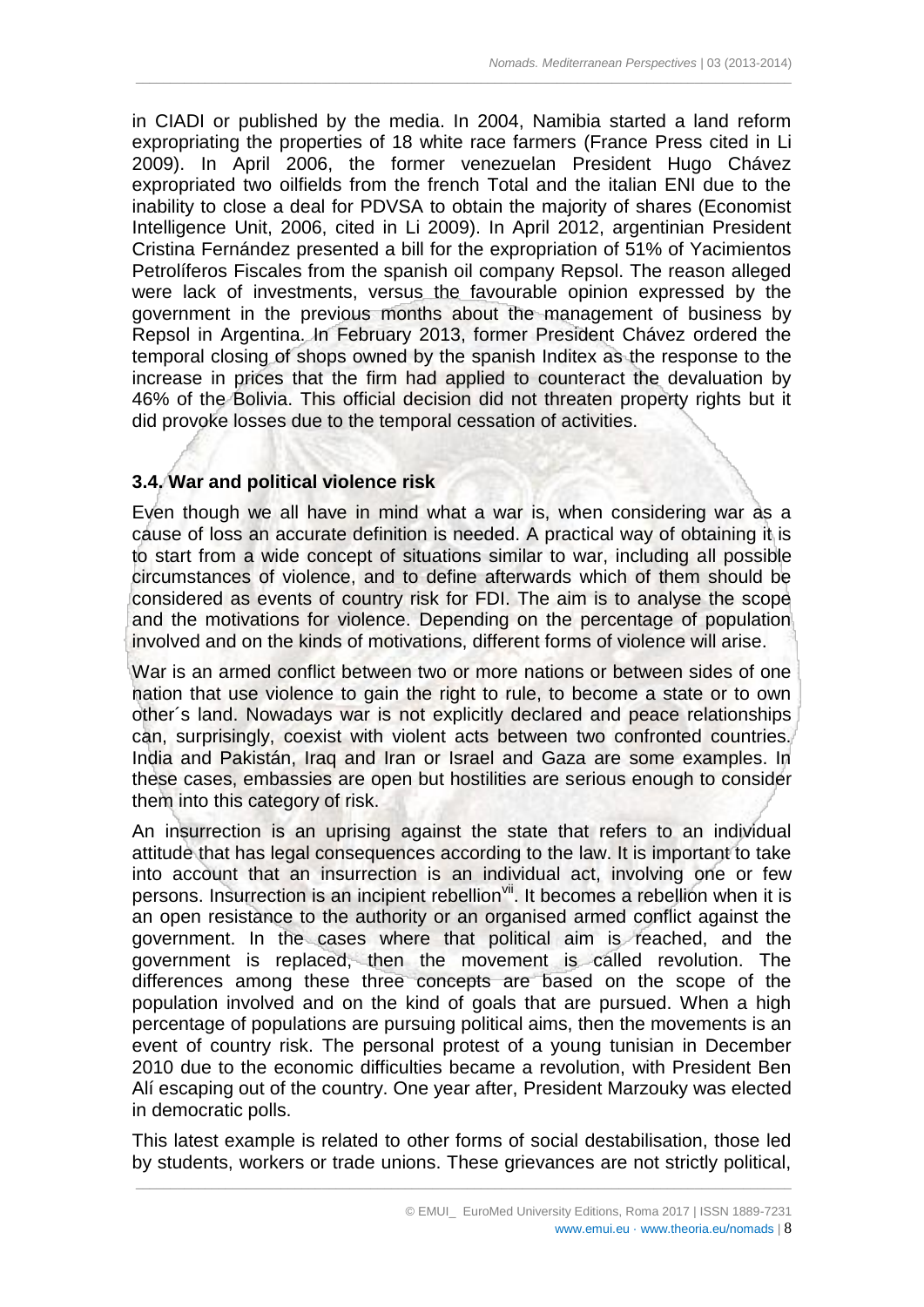in CIADI or published by the media. In 2004, Namibia started a land reform expropriating the properties of 18 white race farmers (France Press cited in Li 2009). In April 2006, the former venezuelan President Hugo Chávez expropriated two oilfields from the french Total and the italian ENI due to the inability to close a deal for PDVSA to obtain the majority of shares (Economist Intelligence Unit, 2006, cited in Li 2009). In April 2012, argentinian President Cristina Fernández presented a bill for the expropriation of 51% of Yacimientos Petrolíferos Fiscales from the spanish oil company Repsol. The reason alleged were lack of investments, versus the favourable opinion expressed by the government in the previous months about the management of business by Repsol in Argentina. In February 2013, former President Chávez ordered the temporal closing of shops owned by the spanish Inditex as the response to the increase in prices that the firm had applied to counteract the devaluation by 46% of the Bolivia. This official decision did not threaten property rights but it did provoke losses due to the temporal cessation of activities.

### 3.4. War and political violence risk

Even though we all have in mind what a war is, when considering war as a cause of loss an accurate definition is needed. A practical way of obtaining it is to start from a wide concept of situations similar to war, including all possible circumstances of violence, and to define afterwards which of them should be considered as events of country risk for FDI. The aim is to analyse the scope and the motivations for violence. Depending on the percentage of population involved and on the kinds of motivations, different forms of violence will arise.

War is an armed conflict between two or more nations or between sides of one nation that use violence to gain the right to rule, to become a state or to own other´s land. Nowadays war is not explicitly declared and peace relationships can, surprisingly, coexist with violent acts between two confronted countries. India and Pakistán, Iraq and Iran or Israel and Gaza are some examples. In these cases, embassies are open but hostilities are serious enough to consider them into this category of risk.

An insurrection is an uprising against the state that refers to an individual attitude that has legal consequences according to the law. It is important to take into account that an insurrection is an individual act, involving one or few persons. Insurrection is an incipient rebellion[vii]. It becomes a rebellion when it is an open resistance to the authority or an organised armed conflict against the government. In the cases where that political aim is reached, and the government is replaced, then the movement is called revolution. The differences among these three concepts are based on the scope of the population involved and on the kind of goals that are pursued. When a high percentage of populations are pursuing political aims, then the movements is an event of country risk. The personal protest of a young tunisian in December 2010 due to the economic difficulties became a revolution, with President Ben Alí escaping out of the country. One year after, President Marzouky was elected in democratic polls.

This latest example is related to other forms of social destabilisation, those led by students, workers or trade unions. These grievances are not strictly political,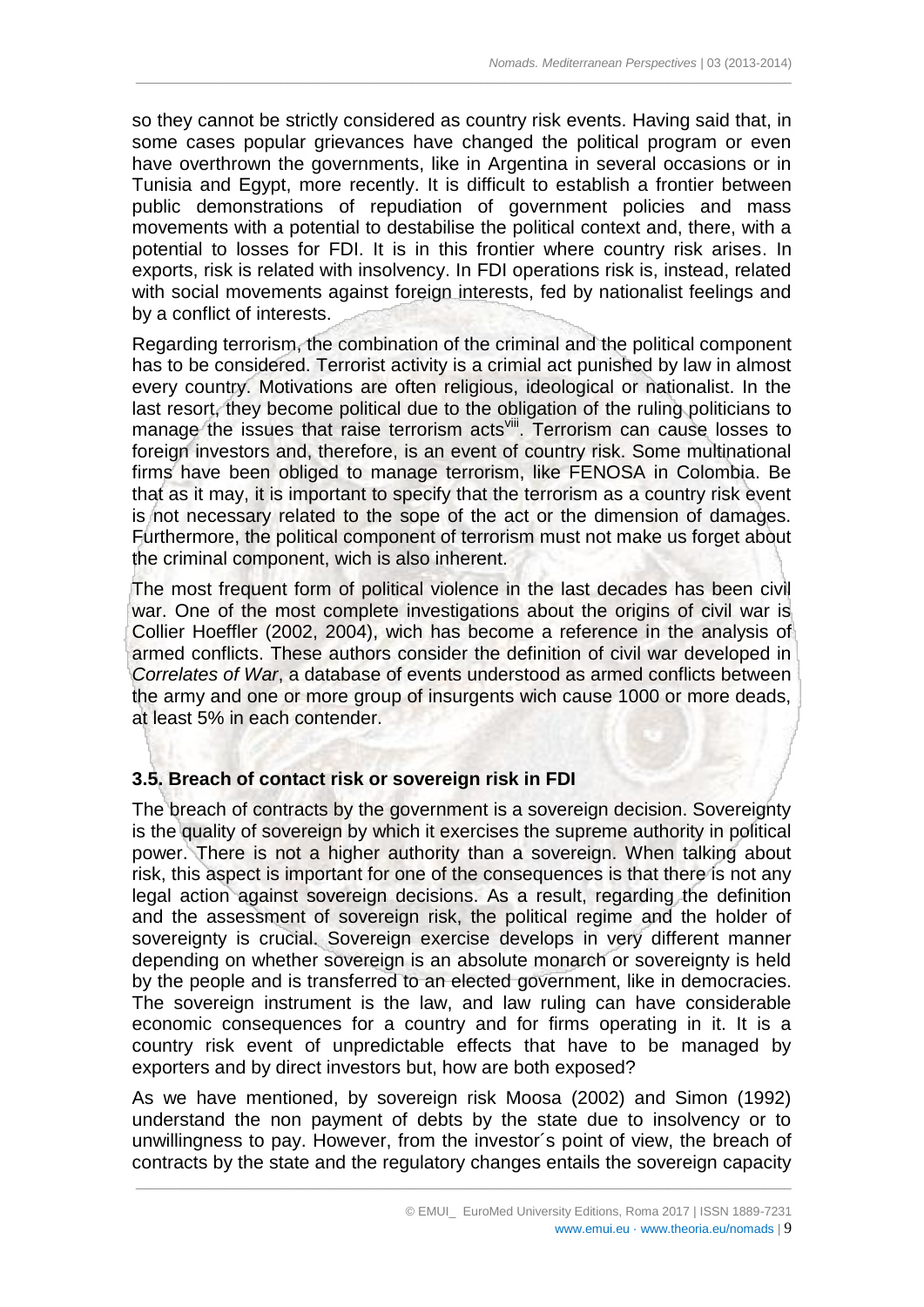so they cannot be strictly considered as country risk events. Having said that, in some cases popular grievances have changed the political program or even have overthrown the governments, like in Argentina in several occasions or in Tunisia and Egypt, more recently. It is difficult to establish a frontier between public demonstrations of repudiation of government policies and mass movements with a potential to destabilise the political context and, there, with a potential to losses for FDI. It is in this frontier where country risk arises. In exports, risk is related with insolvency. In FDI operations risk is, instead, related with social movements against foreign interests, fed by nationalist feelings and by a conflict of interests.

Regarding terrorism, the combination of the criminal and the political component has to be considered. Terrorist activity is a crimial act punished by law in almost every country. Motivations are often religious, ideological or nationalist. In the last resort, they become political due to the obligation of the ruling politicians to manage the issues that raise terrorism acts[viii]. Terrorism can cause losses to foreign investors and, therefore, is an event of country risk. Some multinational firms have been obliged to manage terrorism, like FENOSA in Colombia. Be that as it may, it is important to specify that the terrorism as a country risk event is not necessary related to the sope of the act or the dimension of damages. Furthermore, the political component of terrorism must not make us forget about the criminal component, wich is also inherent.

The most frequent form of political violence in the last decades has been civil war. One of the most complete investigations about the origins of civil war is Collier Hoeffler (2002, 2004), wich has become a reference in the analysis of armed conflicts. These authors consider the definition of civil war developed in *Correlates of War*, a database of events understood as armed conflicts between the army and one or more group of insurgents wich cause 1000 or more deads, at least 5% in each contender.

### 3.5. Breach of contact risk or sovereign risk in FDI

The breach of contracts by the government is a sovereign decision. Sovereignty is the quality of sovereign by which it exercises the supreme authority in political power. There is not a higher authority than a sovereign. When talking about risk, this aspect is important for one of the consequences is that there is not any legal action against sovereign decisions. As a result, regarding the definition and the assessment of sovereign risk, the political regime and the holder of sovereignty is crucial. Sovereign exercise develops in very different manner depending on whether sovereign is an absolute monarch or sovereignty is held by the people and is transferred to an elected government, like in democracies. The sovereign instrument is the law, and law ruling can have considerable economic consequences for a country and for firms operating in it. It is a country risk event of unpredictable effects that have to be managed by exporters and by direct investors but, how are both exposed?

As we have mentioned, by sovereign risk Moosa (2002) and Simon (1992) understand the non payment of debts by the state due to insolvency or to unwillingness to pay. However, from the investor´s point of view, the breach of contracts by the state and the regulatory changes entails the sovereign capacity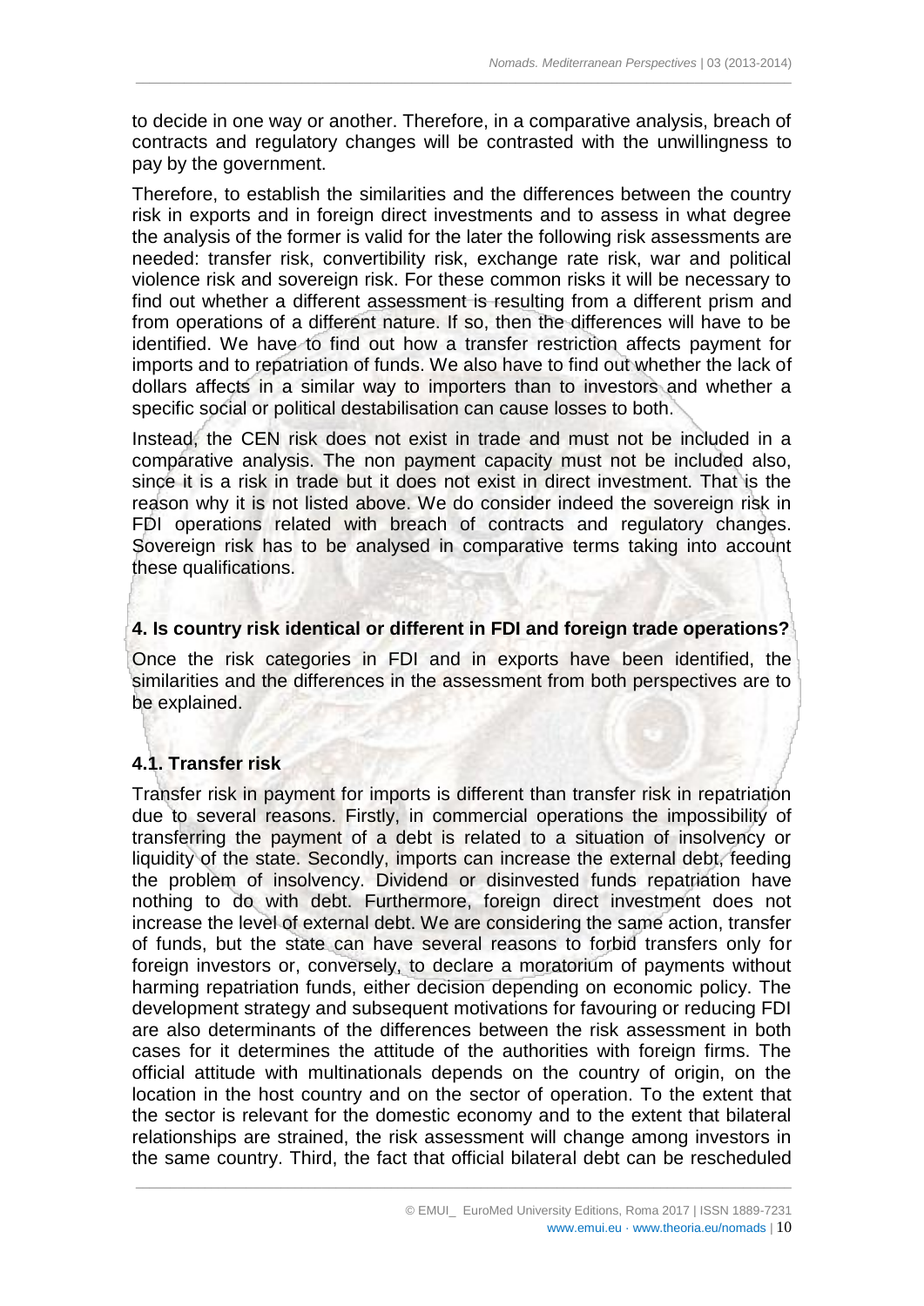to decide in one way or another. Therefore, in a comparative analysis, breach of contracts and regulatory changes will be contrasted with the unwillingness to pay by the government.

Therefore, to establish the similarities and the differences between the country risk in exports and in foreign direct investments and to assess in what degree the analysis of the former is valid for the later the following risk assessments are needed: transfer risk, convertibility risk, exchange rate risk, war and political violence risk and sovereign risk. For these common risks it will be necessary to find out whether a different assessment is resulting from a different prism and from operations of a different nature. If so, then the differences will have to be identified. We have to find out how a transfer restriction affects payment for imports and to repatriation of funds. We also have to find out whether the lack of dollars affects in a similar way to importers than to investors and whether a specific social or political destabilisation can cause losses to both.

Instead, the CEN risk does not exist in trade and must not be included in a comparative analysis. The non payment capacity must not be included also, since it is a risk in trade but it does not exist in direct investment. That is the reason why it is not listed above. We do consider indeed the sovereign risk in FDI operations related with breach of contracts and regulatory changes. Sovereign risk has to be analysed in comparative terms taking into account these qualifications.

## 4. Is country risk identical or different in FDI and foreign trade operations?

Once the risk categories in FDI and in exports have been identified, the similarities and the differences in the assessment from both perspectives are to be explained.

### 4.1. Transfer risk

Transfer risk in payment for imports is different than transfer risk in repatriation due to several reasons. Firstly, in commercial operations the impossibility of transferring the payment of a debt is related to a situation of insolvency or liquidity of the state. Secondly, imports can increase the external debt, feeding the problem of insolvency. Dividend or disinvested funds repatriation have nothing to do with debt. Furthermore, foreign direct investment does not increase the level of external debt. We are considering the same action, transfer of funds, but the state can have several reasons to forbid transfers only for foreign investors or, conversely, to declare a moratorium of payments without harming repatriation funds, either decision depending on economic policy. The development strategy and subsequent motivations for favouring or reducing FDI are also determinants of the differences between the risk assessment in both cases for it determines the attitude of the authorities with foreign firms. The official attitude with multinationals depends on the country of origin, on the location in the host country and on the sector of operation. To the extent that the sector is relevant for the domestic economy and to the extent that bilateral relationships are strained, the risk assessment will change among investors in the same country. Third, the fact that official bilateral debt can be rescheduled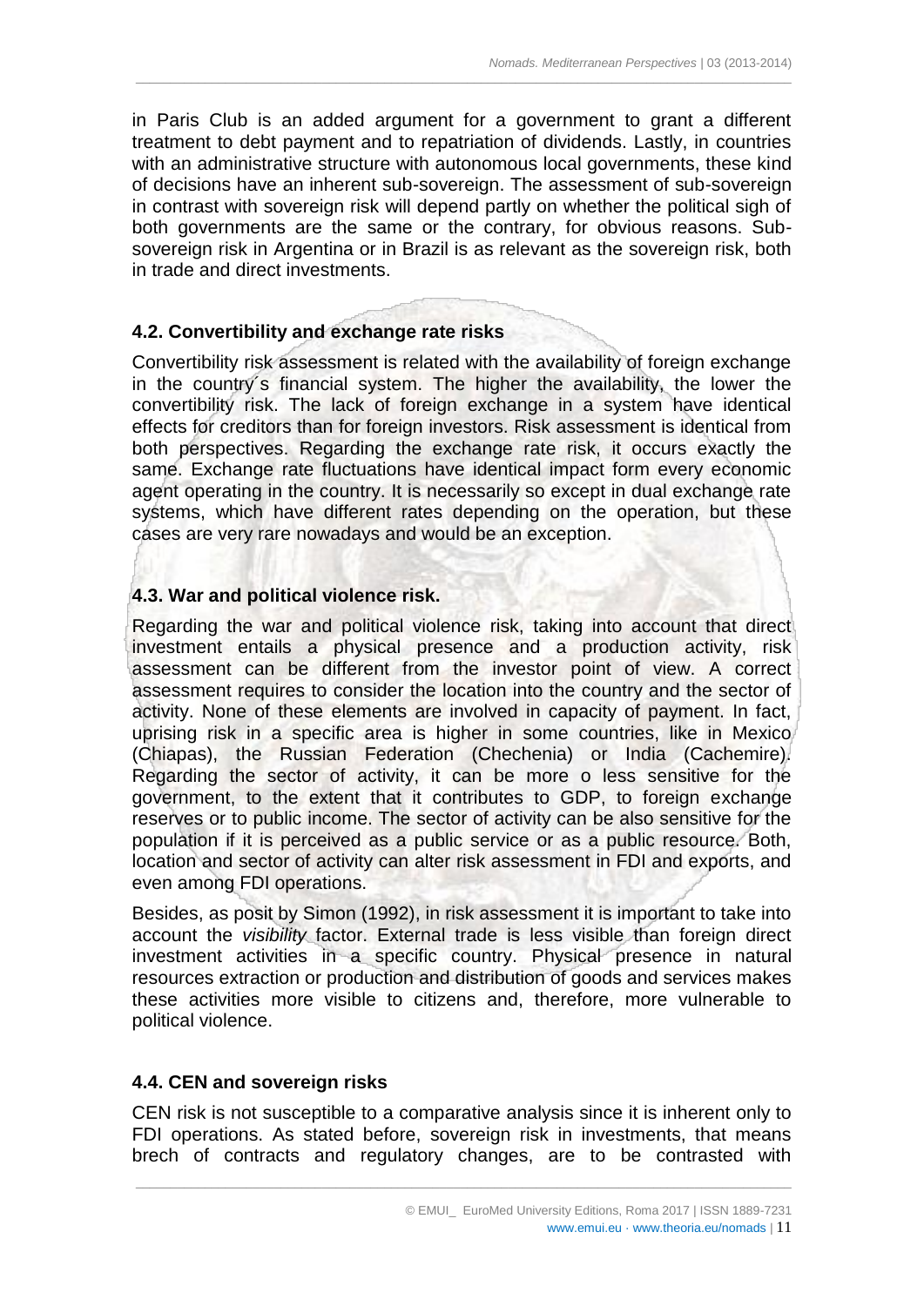in Paris Club is an added argument for a government to grant a different treatment to debt payment and to repatriation of dividends. Lastly, in countries with an administrative structure with autonomous local governments, these kind of decisions have an inherent sub-sovereign. The assessment of sub-sovereign in contrast with sovereign risk will depend partly on whether the political sigh of both governments are the same or the contrary, for obvious reasons. Sub-sovereign risk in Argentina or in Brazil is as relevant as the sovereign risk, both in trade and direct investments.

### 4.2. Convertibility and exchange rate risks

Convertibility risk assessment is related with the availability of foreign exchange in the country´s financial system. The higher the availability, the lower the convertibility risk. The lack of foreign exchange in a system have identical effects for creditors than for foreign investors. Risk assessment is identical from both perspectives. Regarding the exchange rate risk, it occurs exactly the same. Exchange rate fluctuations have identical impact form every economic agent operating in the country. It is necessarily so except in dual exchange rate systems, which have different rates depending on the operation, but these cases are very rare nowadays and would be an exception.

### 4.3. War and political violence risk.

Regarding the war and political violence risk, taking into account that direct investment entails a physical presence and a production activity, risk assessment can be different from the investor point of view. A correct assessment requires to consider the location into the country and the sector of activity. None of these elements are involved in capacity of payment. In fact, uprising risk in a specific area is higher in some countries, like in Mexico (Chiapas), the Russian Federation (Chechenia) or India (Cachemire). Regarding the sector of activity, it can be more o less sensitive for the government, to the extent that it contributes to GDP, to foreign exchange reserves or to public income. The sector of activity can be also sensitive for the population if it is perceived as a public service or as a public resource. Both, location and sector of activity can alter risk assessment in FDI and exports, and even among FDI operations.

Besides, as posit by Simon (1992), in risk assessment it is important to take into account the *visibility* factor. External trade is less visible than foreign direct investment activities in a specific country. Physical presence in natural resources extraction or production and distribution of goods and services makes these activities more visible to citizens and, therefore, more vulnerable to political violence.

### 4.4. CEN and sovereign risks

CEN risk is not susceptible to a comparative analysis since it is inherent only to FDI operations. As stated before, sovereign risk in investments, that means brech of contracts and regulatory changes, are to be contrasted with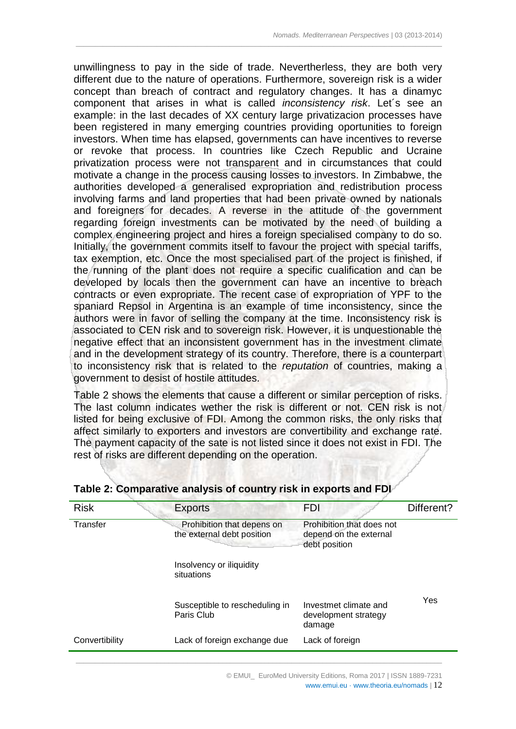unwillingness to pay in the side of trade. Nevertheless, they are both very different due to the nature of operations. Furthermore, sovereign risk is a wider concept than breach of contract and regulatory changes. It has a dinamyc component that arises in what is called *inconsistency risk*. Let´s see an example: in the last decades of XX century large privatizacion processes have been registered in many emerging countries providing oportunities to foreign investors. When time has elapsed, governments can have incentives to reverse or revoke that process. In countries like Czech Republic and Ucraine privatization process were not transparent and in circumstances that could motivate a change in the process causing losses to investors. In Zimbabwe, the authorities developed a generalised expropriation and redistribution process involving farms and land properties that had been private owned by nationals and foreigners for decades. A reverse in the attitude of the government regarding foreign investments can be motivated by the need of building a complex engineering project and hires a foreign specialised company to do so. Initially, the government commits itself to favour the project with special tariffs, tax exemption, etc. Once the most specialised part of the project is finished, if the running of the plant does not require a specific cualification and can be developed by locals then the government can have an incentive to breach contracts or even expropriate. The recent case of expropriation of YPF to the spaniard Repsol in Argentina is an example of time inconsistency, since the authors were in favor of selling the company at the time. Inconsistency risk is associated to CEN risk and to sovereign risk. However, it is unquestionable the negative effect that an inconsistent government has in the investment climate and in the development strategy of its country. Therefore, there is a counterpart to inconsistency risk that is related to the *reputation* of countries, making a government to desist of hostile attitudes.

Table 2 shows the elements that cause a different or similar perception of risks. The last column indicates wether the risk is different or not. CEN risk is not listed for being exclusive of FDI. Among the common risks, the only risks that affect similarly to exporters and investors are convertibility and exchange rate. The payment capacity of the sate is not listed since it does not exist in FDI. The rest of risks are different depending on the operation.

**Table 2: Comparative analysis of country risk in exports and FDI**

| Risk | Exports | FDI | Different? |
|---|---|---|---|
| Transfer | Prohibition that depens on the external debt position | Prohibition that does not depend on the external debt position | |
| | Insolvency or iliquidity situations | | |
| | Susceptible to rescheduling in Paris Club | Investmet climate and development strategy damage | Yes |
| Convertibility | Lack of foreign exchange due | Lack of foreign | |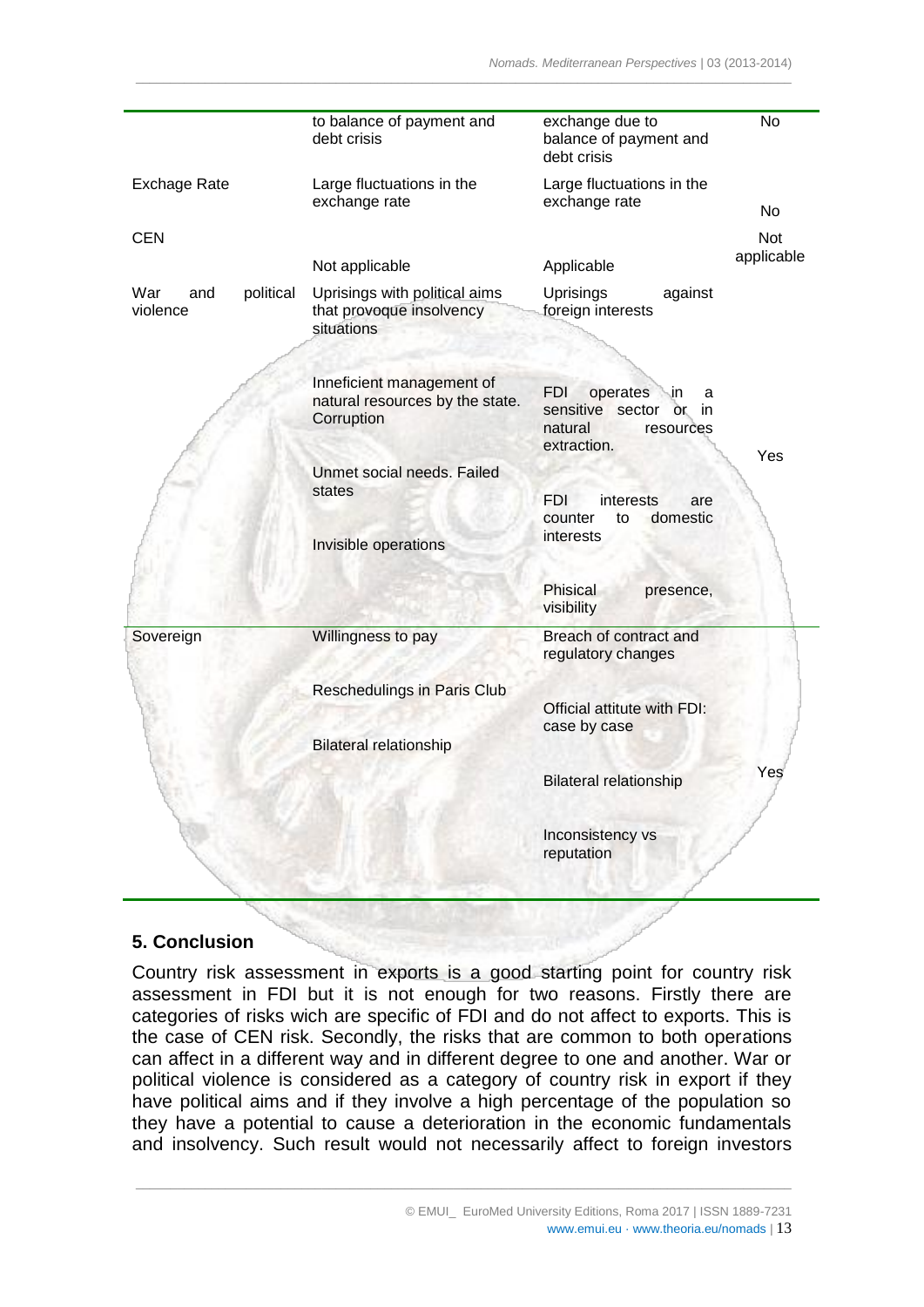| | | | |
|---|---|---|---|
| | to balance of payment and debt crisis | exchange due to balance of payment and debt crisis | No |
| Exchage Rate | Large fluctuations in the exchange rate | Large fluctuations in the exchange rate | No |
| CEN | Not applicable | Applicable | Not applicable |
| War and political violence | Uprisings with political aims that provoque insolvency situations<br><br>Inneficient management of natural resources by the state. Corruption<br><br>Unmet social needs. Failed states<br><br>Invisible operations | Uprisings against foreign interests<br><br>FDI operates in a sensitive sector or in natural resources extraction.<br><br>FDI interests are counter to domestic interests<br><br>Phisical presence, visibility | Yes |
| Sovereign | Willingness to pay<br><br>Reschedulings in Paris Club<br><br>Bilateral relationship | Breach of contract and regulatory changes<br><br>Official attitute with FDI: case by case<br><br>Bilateral relationship<br><br>Inconsistency vs reputation | Yes |

## 5. Conclusion

Country risk assessment in exports is a good starting point for country risk assessment in FDI but it is not enough for two reasons. Firstly there are categories of risks wich are specific of FDI and do not affect to exports. This is the case of CEN risk. Secondly, the risks that are common to both operations can affect in a different way and in different degree to one and another. War or political violence is considered as a category of country risk in export if they have political aims and if they involve a high percentage of the population so they have a potential to cause a deterioration in the economic fundamentals and insolvency. Such result would not necessarily affect to foreign investors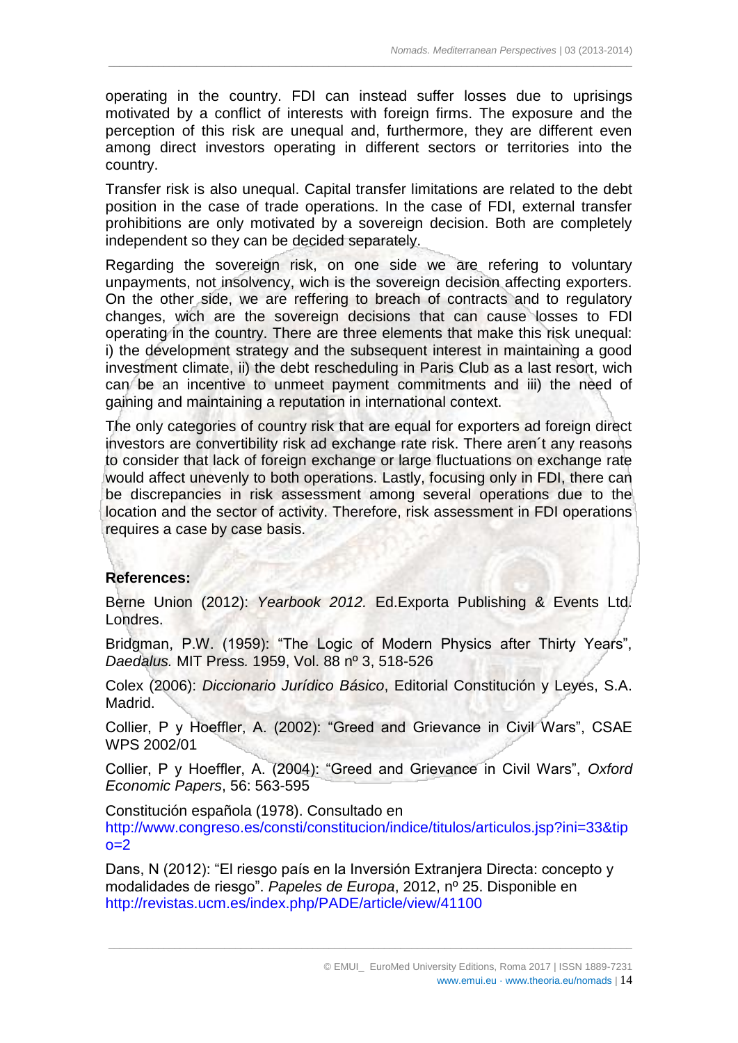operating in the country. FDI can instead suffer losses due to uprisings motivated by a conflict of interests with foreign firms. The exposure and the perception of this risk are unequal and, furthermore, they are different even among direct investors operating in different sectors or territories into the country.

Transfer risk is also unequal. Capital transfer limitations are related to the debt position in the case of trade operations. In the case of FDI, external transfer prohibitions are only motivated by a sovereign decision. Both are completely independent so they can be decided separately.

Regarding the sovereign risk, on one side we are refering to voluntary unpayments, not insolvency, wich is the sovereign decision affecting exporters. On the other side, we are reffering to breach of contracts and to regulatory changes, wich are the sovereign decisions that can cause losses to FDI operating in the country. There are three elements that make this risk unequal: i) the development strategy and the subsequent interest in maintaining a good investment climate, ii) the debt rescheduling in Paris Club as a last resort, wich can be an incentive to unmeet payment commitments and iii) the need of gaining and maintaining a reputation in international context.

The only categories of country risk that are equal for exporters ad foreign direct investors are convertibility risk ad exchange rate risk. There aren´t any reasons to consider that lack of foreign exchange or large fluctuations on exchange rate would affect unevenly to both operations. Lastly, focusing only in FDI, there can be discrepancies in risk assessment among several operations due to the location and the sector of activity. Therefore, risk assessment in FDI operations requires a case by case basis.

**References:**

Berne Union (2012): *Yearbook 2012.* Ed.Exporta Publishing & Events Ltd. Londres.

Bridgman, P.W. (1959): "The Logic of Modern Physics after Thirty Years", *Daedalus.* MIT Press. 1959, Vol. 88 nº 3, 518-526

Colex (2006): *Diccionario Jurídico Básico*, Editorial Constitución y Leyes, S.A. Madrid.

Collier, P y Hoeffler, A. (2002): "Greed and Grievance in Civil Wars", CSAE WPS 2002/01

Collier, P y Hoeffler, A. (2004): "Greed and Grievance in Civil Wars", *Oxford Economic Papers*, 56: 563-595

Constitución española (1978). Consultado en http://www.congreso.es/consti/constitucion/indice/titulos/articulos.jsp?ini=33&tipo=2

Dans, N (2012): "El riesgo país en la Inversión Extranjera Directa: concepto y modalidades de riesgo". *Papeles de Europa*, 2012, nº 25. Disponible en http://revistas.ucm.es/index.php/PADE/article/view/41100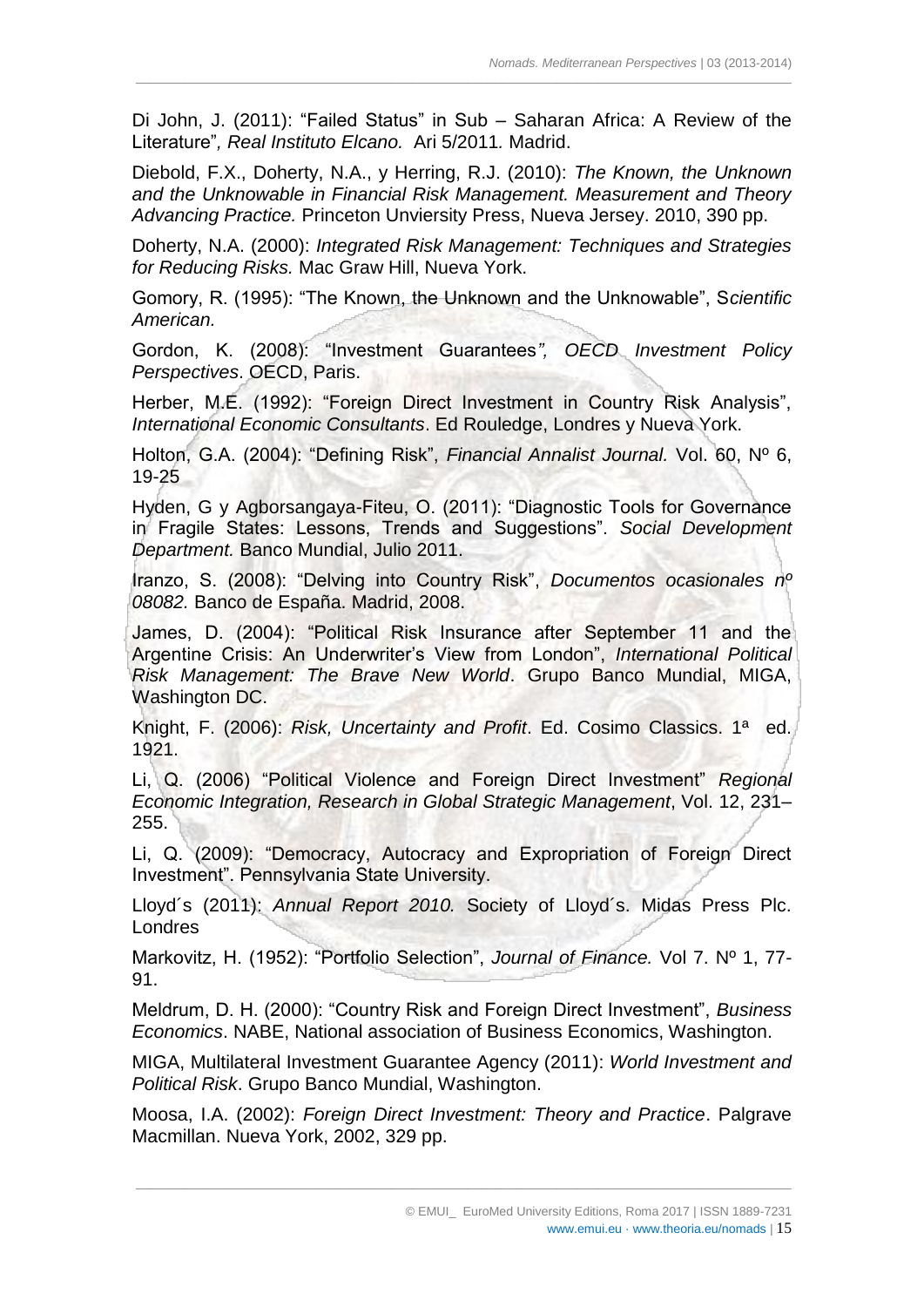Di John, J. (2011): "Failed Status" in Sub – Saharan Africa: A Review of the Literature", *Real Instituto Elcano.* Ari 5/2011*.* Madrid.

Diebold, F.X., Doherty, N.A., y Herring, R.J. (2010): *The Known, the Unknown and the Unknowable in Financial Risk Management. Measurement and Theory Advancing Practice.* Princeton Unviersity Press, Nueva Jersey. 2010, 390 pp.

Doherty, N.A. (2000): *Integrated Risk Management: Techniques and Strategies for Reducing Risks.* Mac Graw Hill, Nueva York.

Gomory, R. (1995): "The Known, the Unknown and the Unknowable", S*cientific American.*

Gordon, K. (2008): "Investment Guarantees*", OECD Investment Policy Perspectives*. OECD, Paris.

Herber, M.E. (1992): "Foreign Direct Investment in Country Risk Analysis", *International Economic Consultants*. Ed Rouledge, Londres y Nueva York.

Holton, G.A. (2004): "Defining Risk", *Financial Annalist Journal.* Vol. 60, Nº 6, 19-25

Hyden, G y Agborsangaya-Fiteu, O. (2011): "Diagnostic Tools for Governance in Fragile States: Lessons, Trends and Suggestions". *Social Development Department.* Banco Mundial, Julio 2011.

Iranzo, S. (2008): "Delving into Country Risk", *Documentos ocasionales nº 08082.* Banco de España. Madrid, 2008.

James, D. (2004): "Political Risk Insurance after September 11 and the Argentine Crisis: An Underwriter's View from London", *International Political Risk Management: The Brave New World*. Grupo Banco Mundial, MIGA, Washington DC.

Knight, F. (2006): *Risk, Uncertainty and Profit*. Ed. Cosimo Classics. 1ª ed. 1921.

Li, Q. (2006) "Political Violence and Foreign Direct Investment" *Regional Economic Integration, Research in Global Strategic Management*, Vol. 12, 231–255.

Li, Q. (2009): "Democracy, Autocracy and Expropriation of Foreign Direct Investment". Pennsylvania State University.

Lloyd´s (2011): *Annual Report 2010.* Society of Lloyd´s. Midas Press Plc. Londres

Markovitz, H. (1952): "Portfolio Selection", *Journal of Finance.* Vol 7. Nº 1, 77-91.

Meldrum, D. H. (2000): "Country Risk and Foreign Direct Investment", *Business Economics*. NABE, National association of Business Economics, Washington.

MIGA, Multilateral Investment Guarantee Agency (2011): *World Investment and Political Risk*. Grupo Banco Mundial, Washington.

Moosa, I.A. (2002): *Foreign Direct Investment: Theory and Practice*. Palgrave Macmillan. Nueva York, 2002, 329 pp.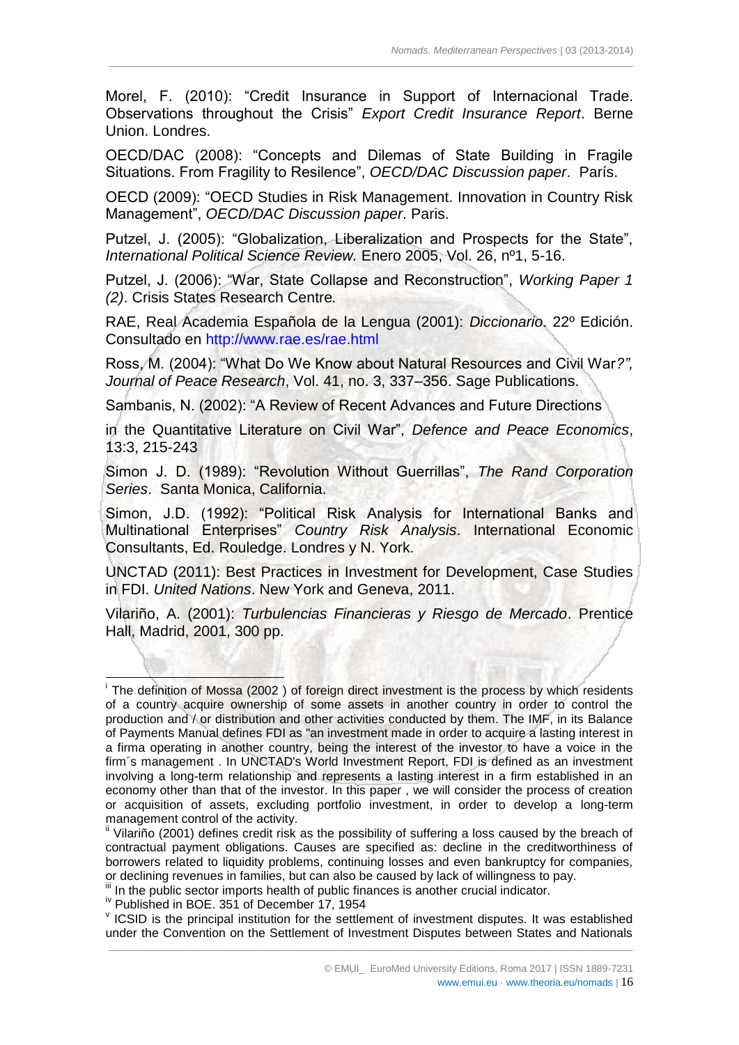Morel, F. (2010): “Credit Insurance in Support of Internacional Trade. Observations throughout the Crisis” *Export Credit Insurance Report*. Berne Union. Londres.

OECD/DAC (2008): “Concepts and Dilemas of State Building in Fragile Situations. From Fragility to Resilence”, *OECD/DAC Discussion paper*. París.

OECD (2009): “OECD Studies in Risk Management. Innovation in Country Risk Management”, *OECD/DAC Discussion paper*. Paris.

Putzel, J. (2005): “Globalization, Liberalization and Prospects for the State”, *International Political Science Review.* Enero 2005, Vol. 26, nº1, 5-16.

Putzel, J. (2006): “War, State Collapse and Reconstruction”, *Working Paper 1 (2)*. Crisis States Research Centre*.*

RAE, Real Academia Española de la Lengua (2001): *Diccionario*. 22º Edición. Consultado en http://www.rae.es/rae.html

Ross, M. (2004): “What Do We Know about Natural Resources and Civil War*?”, Journal of Peace Research*, Vol. 41, no. 3, 337–356. Sage Publications.

Sambanis, N. (2002): “A Review of Recent Advances and Future Directions

in the Quantitative Literature on Civil War”, *Defence and Peace Economics*, 13:3, 215-243

Simon J. D. (1989): “Revolution Without Guerrillas”, *The Rand Corporation Series*. Santa Monica, California.

Simon, J.D. (1992): “Political Risk Analysis for International Banks and Multinational Enterprises” *Country Risk Analysis*. International Economic Consultants, Ed. Rouledge. Londres y N. York.

UNCTAD (2011): Best Practices in Investment for Development, Case Studies in FDI. *United Nations*. New York and Geneva, 2011.

Vilariño, A. (2001): *Turbulencias Financieras y Riesgo de Mercado*. Prentice Hall, Madrid, 2001, 300 pp.

---

[i] The definition of Mossa (2002 ) of foreign direct investment is the process by which residents of a country acquire ownership of some assets in another country in order to control the production and / or distribution and other activities conducted by them. The IMF, in its Balance of Payments Manual defines FDI as "an investment made in order to acquire a lasting interest in a firma operating in another country, being the interest of the investor to have a voice in the firm´s management . In UNCTAD's World Investment Report, FDI is defined as an investment involving a long-term relationship and represents a lasting interest in a firm established in an economy other than that of the investor. In this paper , we will consider the process of creation or acquisition of assets, excluding portfolio investment, in order to develop a long-term management control of the activity.

[ii] Vilariño (2001) defines credit risk as the possibility of suffering a loss caused by the breach of contractual payment obligations. Causes are specified as: decline in the creditworthiness of borrowers related to liquidity problems, continuing losses and even bankruptcy for companies, or declining revenues in families, but can also be caused by lack of willingness to pay.

[iii] In the public sector imports health of public finances is another crucial indicator.

[iv] Published in BOE. 351 of December 17, 1954

[v] ICSID is the principal institution for the settlement of investment disputes. It was established under the Convention on the Settlement of Investment Disputes between States and Nationals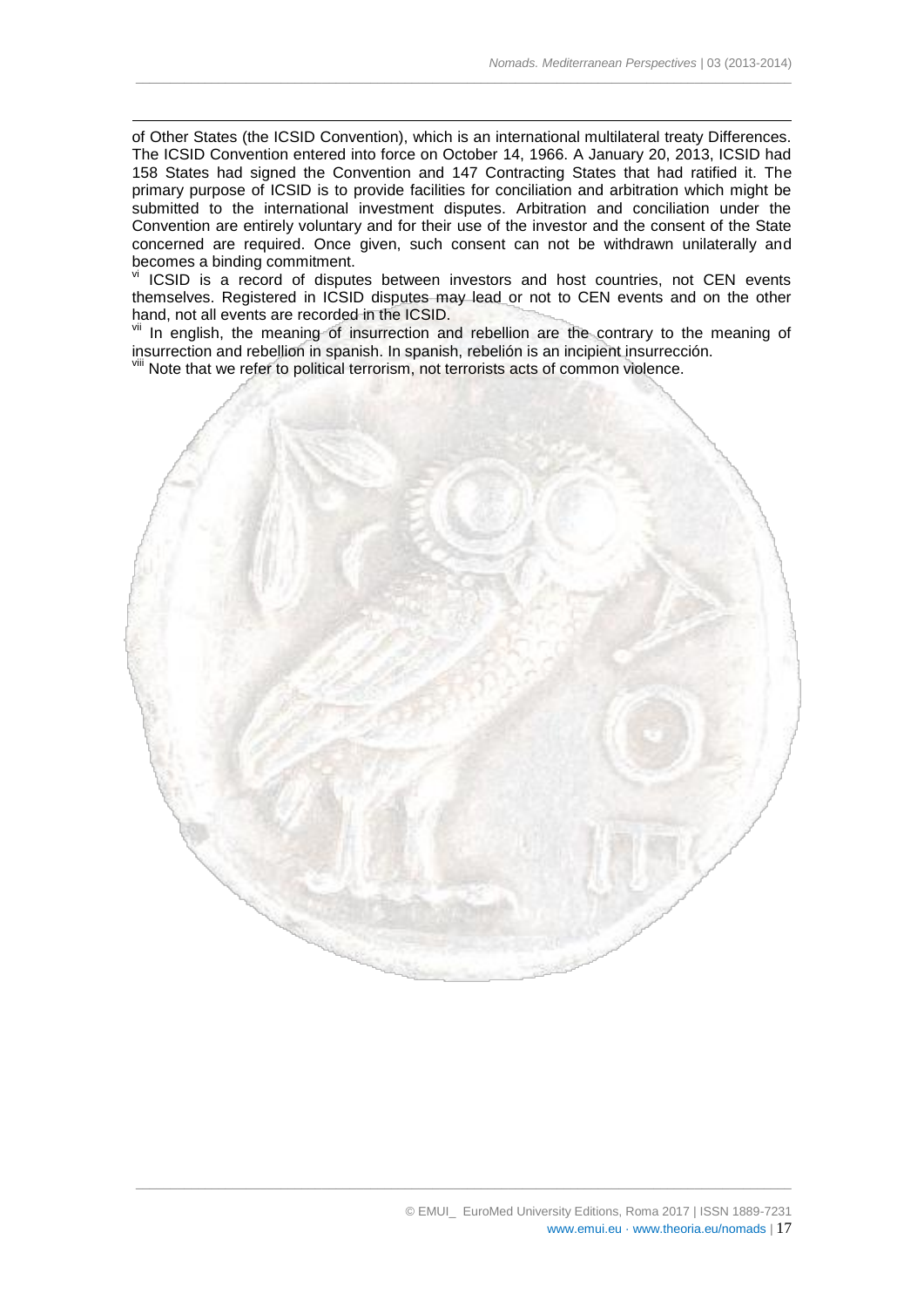of Other States (the ICSID Convention), which is an international multilateral treaty Differences. The ICSID Convention entered into force on October 14, 1966. A January 20, 2013, ICSID had 158 States had signed the Convention and 147 Contracting States that had ratified it. The primary purpose of ICSID is to provide facilities for conciliation and arbitration which might be submitted to the international investment disputes. Arbitration and conciliation under the Convention are entirely voluntary and for their use of the investor and the consent of the State concerned are required. Once given, such consent can not be withdrawn unilaterally and becomes a binding commitment.

[vi] ICSID is a record of disputes between investors and host countries, not CEN events themselves. Registered in ICSID disputes may lead or not to CEN events and on the other hand, not all events are recorded in the ICSID.

[vii] In english, the meaning of insurrection and rebellion are the contrary to the meaning of insurrection and rebellion in spanish. In spanish, rebelión is an incipient insurrección.

[viii] Note that we refer to political terrorism, not terrorists acts of common violence.